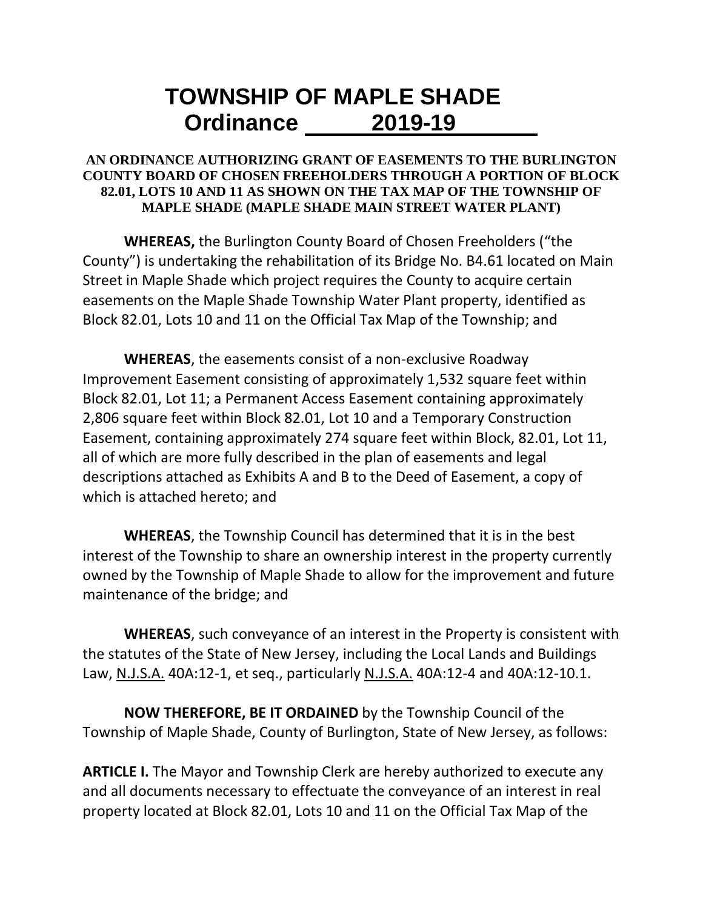# TOWNSHIP OF MAPLE SHADE
# Ordinance 2019-19

**AN ORDINANCE AUTHORIZING GRANT OF EASEMENTS TO THE BURLINGTON COUNTY BOARD OF CHOSEN FREEHOLDERS THROUGH A PORTION OF BLOCK 82.01, LOTS 10 AND 11 AS SHOWN ON THE TAX MAP OF THE TOWNSHIP OF MAPLE SHADE (MAPLE SHADE MAIN STREET WATER PLANT)**

**WHEREAS,** the Burlington County Board of Chosen Freeholders ("the County") is undertaking the rehabilitation of its Bridge No. B4.61 located on Main Street in Maple Shade which project requires the County to acquire certain easements on the Maple Shade Township Water Plant property, identified as Block 82.01, Lots 10 and 11 on the Official Tax Map of the Township; and

**WHEREAS**, the easements consist of a non-exclusive Roadway Improvement Easement consisting of approximately 1,532 square feet within Block 82.01, Lot 11; a Permanent Access Easement containing approximately 2,806 square feet within Block 82.01, Lot 10 and a Temporary Construction Easement, containing approximately 274 square feet within Block, 82.01, Lot 11, all of which are more fully described in the plan of easements and legal descriptions attached as Exhibits A and B to the Deed of Easement, a copy of which is attached hereto; and

**WHEREAS**, the Township Council has determined that it is in the best interest of the Township to share an ownership interest in the property currently owned by the Township of Maple Shade to allow for the improvement and future maintenance of the bridge; and

**WHEREAS**, such conveyance of an interest in the Property is consistent with the statutes of the State of New Jersey, including the Local Lands and Buildings Law, N.J.S.A. 40A:12-1, et seq., particularly N.J.S.A. 40A:12-4 and 40A:12-10.1.

**NOW THEREFORE, BE IT ORDAINED** by the Township Council of the Township of Maple Shade, County of Burlington, State of New Jersey, as follows:

**ARTICLE I.** The Mayor and Township Clerk are hereby authorized to execute any and all documents necessary to effectuate the conveyance of an interest in real property located at Block 82.01, Lots 10 and 11 on the Official Tax Map of the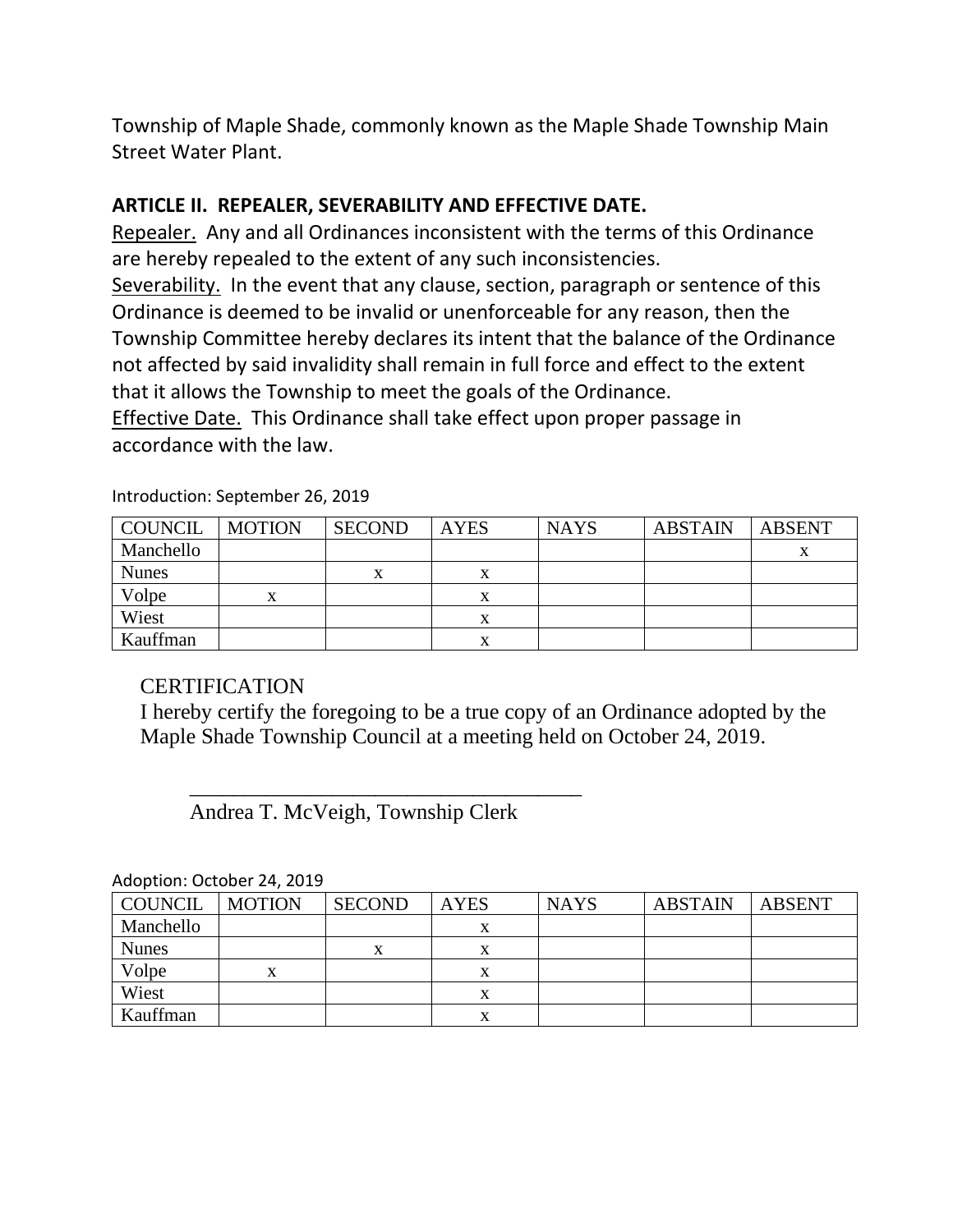Township of Maple Shade, commonly known as the Maple Shade Township Main Street Water Plant.

**ARTICLE II. REPEALER, SEVERABILITY AND EFFECTIVE DATE.**

Repealer. Any and all Ordinances inconsistent with the terms of this Ordinance are hereby repealed to the extent of any such inconsistencies.

Severability. In the event that any clause, section, paragraph or sentence of this Ordinance is deemed to be invalid or unenforceable for any reason, then the Township Committee hereby declares its intent that the balance of the Ordinance not affected by said invalidity shall remain in full force and effect to the extent that it allows the Township to meet the goals of the Ordinance.

Effective Date. This Ordinance shall take effect upon proper passage in accordance with the law.

Introduction: September 26, 2019

| COUNCIL | MOTION | SECOND | AYES | NAYS | ABSTAIN | ABSENT |
|---|---|---|---|---|---|---|
| Manchello | | | | | | x |
| Nunes | | x | x | | | |
| Volpe | x | | x | | | |
| Wiest | | | x | | | |
| Kauffman | | | x | | | |

CERTIFICATION

I hereby certify the foregoing to be a true copy of an Ordinance adopted by the Maple Shade Township Council at a meeting held on October 24, 2019.

_____________________________________
Andrea T. McVeigh, Township Clerk

Adoption: October 24, 2019

| COUNCIL | MOTION | SECOND | AYES | NAYS | ABSTAIN | ABSENT |
|---|---|---|---|---|---|---|
| Manchello | | | x | | | |
| Nunes | | x | x | | | |
| Volpe | x | | x | | | |
| Wiest | | | x | | | |
| Kauffman | | | x | | | |